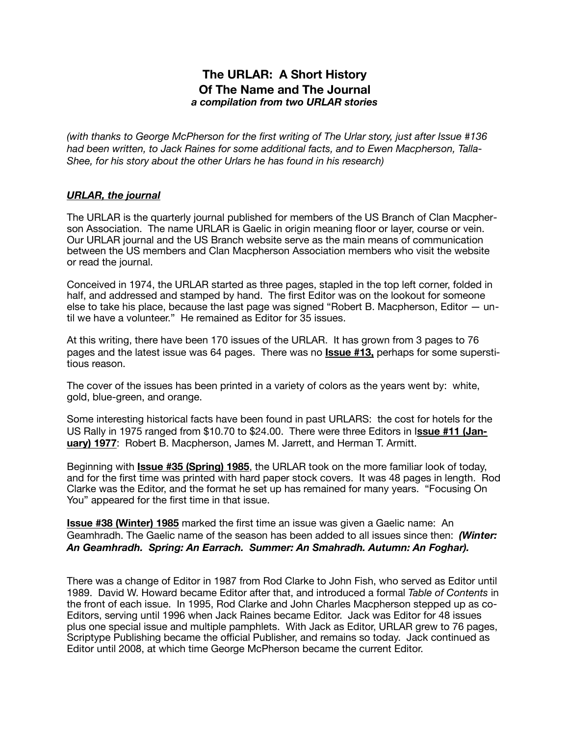# The URLAR: A Short History Of The Name and The Journal

***a compilation from two URLAR stories***

*(with thanks to George McPherson for the first writing of The Urlar story, just after Issue #136 had been written, to Jack Raines for some additional facts, and to Ewen Macpherson, Talla-Shee, for his story about the other Urlars he has found in his research)*

## ***URLAR, the journal***

The URLAR is the quarterly journal published for members of the US Branch of Clan Macpherson Association. The name URLAR is Gaelic in origin meaning floor or layer, course or vein. Our URLAR journal and the US Branch website serve as the main means of communication between the US members and Clan Macpherson Association members who visit the website or read the journal.

Conceived in 1974, the URLAR started as three pages, stapled in the top left corner, folded in half, and addressed and stamped by hand. The first Editor was on the lookout for someone else to take his place, because the last page was signed "Robert B. Macpherson, Editor — until we have a volunteer." He remained as Editor for 35 issues.

At this writing, there have been 170 issues of the URLAR. It has grown from 3 pages to 76 pages and the latest issue was 64 pages. There was no **Issue #13,** perhaps for some superstitious reason.

The cover of the issues has been printed in a variety of colors as the years went by: white, gold, blue-green, and orange.

Some interesting historical facts have been found in past URLARS: the cost for hotels for the US Rally in 1975 ranged from $10.70 to $24.00. There were three Editors in **Issue #11 (January) 1977**: Robert B. Macpherson, James M. Jarrett, and Herman T. Armitt.

Beginning with **Issue #35 (Spring) 1985**, the URLAR took on the more familiar look of today, and for the first time was printed with hard paper stock covers. It was 48 pages in length. Rod Clarke was the Editor, and the format he set up has remained for many years. "Focusing On You" appeared for the first time in that issue.

**Issue #38 (Winter) 1985** marked the first time an issue was given a Gaelic name: An Geamhradh. The Gaelic name of the season has been added to all issues since then: ***(Winter: An Geamhradh. Spring: An Earrach. Summer: An Smahradh. Autumn: An Foghar).***

There was a change of Editor in 1987 from Rod Clarke to John Fish, who served as Editor until 1989. David W. Howard became Editor after that, and introduced a formal *Table of Contents* in the front of each issue. In 1995, Rod Clarke and John Charles Macpherson stepped up as co-Editors, serving until 1996 when Jack Raines became Editor. Jack was Editor for 48 issues plus one special issue and multiple pamphlets. With Jack as Editor, URLAR grew to 76 pages, Scriptype Publishing became the official Publisher, and remains so today. Jack continued as Editor until 2008, at which time George McPherson became the current Editor.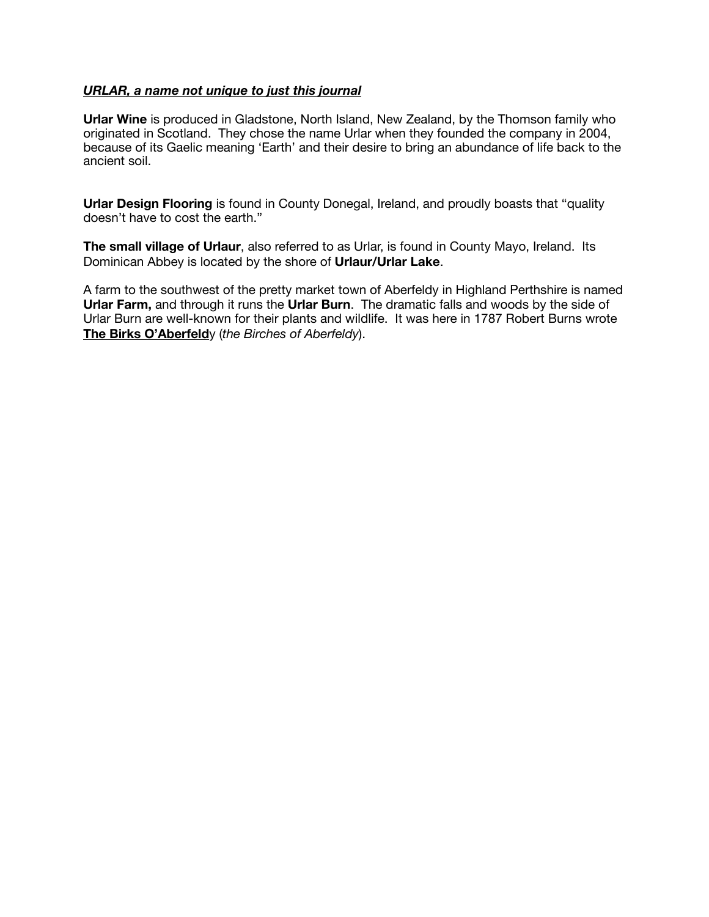***URLAR, a name not unique to just this journal***

**Urlar Wine** is produced in Gladstone, North Island, New Zealand, by the Thomson family who originated in Scotland. They chose the name Urlar when they founded the company in 2004, because of its Gaelic meaning 'Earth' and their desire to bring an abundance of life back to the ancient soil.

**Urlar Design Flooring** is found in County Donegal, Ireland, and proudly boasts that "quality doesn't have to cost the earth."

**The small village of Urlaur**, also referred to as Urlar, is found in County Mayo, Ireland. Its Dominican Abbey is located by the shore of **Urlaur/Urlar Lake**.

A farm to the southwest of the pretty market town of Aberfeldy in Highland Perthshire is named **Urlar Farm,** and through it runs the **Urlar Burn**. The dramatic falls and woods by the side of Urlar Burn are well-known for their plants and wildlife. It was here in 1787 Robert Burns wrote **The Birks O'Aberfeld**y (*the Birches of Aberfeldy*).